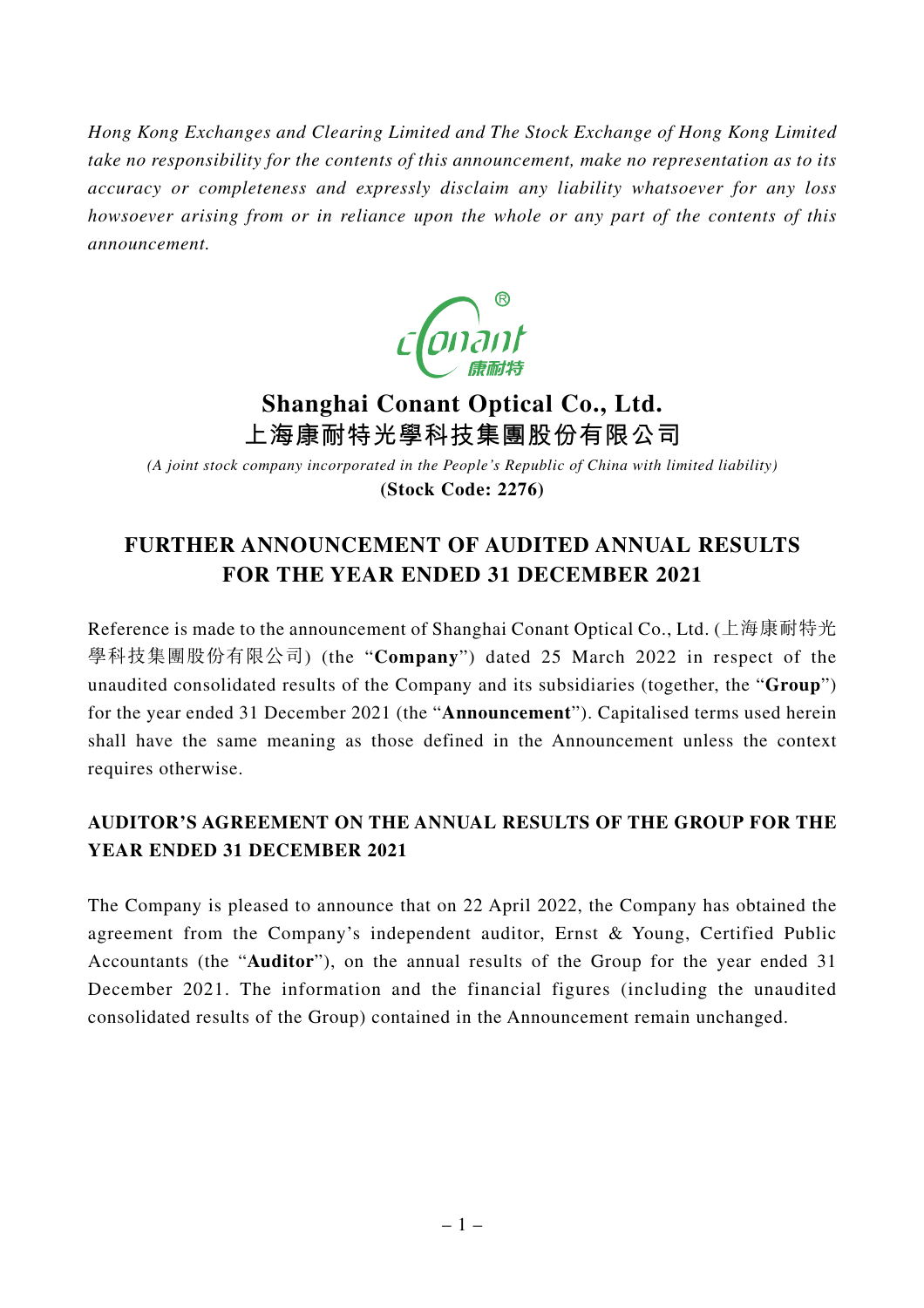*Hong Kong Exchanges and Clearing Limited and The Stock Exchange of Hong Kong Limited take no responsibility for the contents of this announcement, make no representation as to its accuracy or completeness and expressly disclaim any liability whatsoever for any loss howsoever arising from or in reliance upon the whole or any part of the contents of this announcement.*

# Shanghai Conant Optical Co., Ltd.
# 上海康耐特光學科技集團股份有限公司

*(A joint stock company incorporated in the People's Republic of China with limited liability)*

**(Stock Code: 2276)**

## FURTHER ANNOUNCEMENT OF AUDITED ANNUAL RESULTS FOR THE YEAR ENDED 31 DECEMBER 2021

Reference is made to the announcement of Shanghai Conant Optical Co., Ltd. (上海康耐特光學科技集團股份有限公司) (the "**Company**") dated 25 March 2022 in respect of the unaudited consolidated results of the Company and its subsidiaries (together, the "**Group**") for the year ended 31 December 2021 (the "**Announcement**"). Capitalised terms used herein shall have the same meaning as those defined in the Announcement unless the context requires otherwise.

### AUDITOR'S AGREEMENT ON THE ANNUAL RESULTS OF THE GROUP FOR THE YEAR ENDED 31 DECEMBER 2021

The Company is pleased to announce that on 22 April 2022, the Company has obtained the agreement from the Company's independent auditor, Ernst & Young, Certified Public Accountants (the "**Auditor**"), on the annual results of the Group for the year ended 31 December 2021. The information and the financial figures (including the unaudited consolidated results of the Group) contained in the Announcement remain unchanged.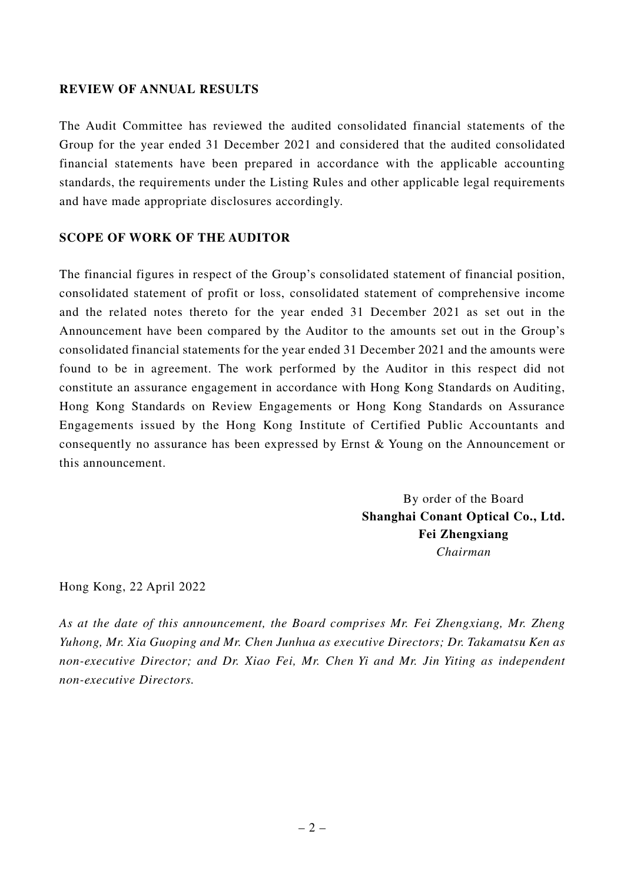## REVIEW OF ANNUAL RESULTS

The Audit Committee has reviewed the audited consolidated financial statements of the Group for the year ended 31 December 2021 and considered that the audited consolidated financial statements have been prepared in accordance with the applicable accounting standards, the requirements under the Listing Rules and other applicable legal requirements and have made appropriate disclosures accordingly.

## SCOPE OF WORK OF THE AUDITOR

The financial figures in respect of the Group's consolidated statement of financial position, consolidated statement of profit or loss, consolidated statement of comprehensive income and the related notes thereto for the year ended 31 December 2021 as set out in the Announcement have been compared by the Auditor to the amounts set out in the Group's consolidated financial statements for the year ended 31 December 2021 and the amounts were found to be in agreement. The work performed by the Auditor in this respect did not constitute an assurance engagement in accordance with Hong Kong Standards on Auditing, Hong Kong Standards on Review Engagements or Hong Kong Standards on Assurance Engagements issued by the Hong Kong Institute of Certified Public Accountants and consequently no assurance has been expressed by Ernst & Young on the Announcement or this announcement.

By order of the Board
**Shanghai Conant Optical Co., Ltd.**
**Fei Zhengxiang**
*Chairman*

Hong Kong, 22 April 2022

*As at the date of this announcement, the Board comprises Mr. Fei Zhengxiang, Mr. Zheng Yuhong, Mr. Xia Guoping and Mr. Chen Junhua as executive Directors; Dr. Takamatsu Ken as non-executive Director; and Dr. Xiao Fei, Mr. Chen Yi and Mr. Jin Yiting as independent non-executive Directors.*